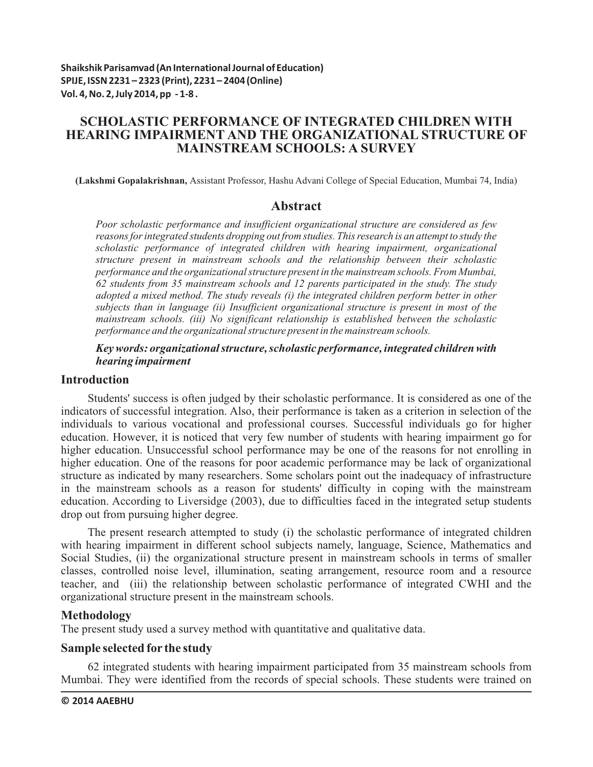# SCHOLASTIC PERFORMANCE OF INTEGRATED CHILDREN WITH HEARING IMPAIRMENT AND THE ORGANIZATIONAL STRUCTURE OF MAINSTREAM SCHOOLS: A SURVEY

**(Lakshmi Gopalakrishnan,** Assistant Professor, Hashu Advani College of Special Education, Mumbai 74, India)

## Abstract

*Poor scholastic performance and insufficient organizational structure are considered as few reasons for integrated students dropping out from studies. This research is an attempt to study the scholastic performance of integrated children with hearing impairment, organizational structure present in mainstream schools and the relationship between their scholastic performance and the organizational structure present in the mainstream schools. From Mumbai, 62 students from 35 mainstream schools and 12 parents participated in the study. The study adopted a mixed method. The study reveals (i) the integrated children perform better in other subjects than in language (ii) Insufficient organizational structure is present in most of the mainstream schools. (iii) No significant relationship is established between the scholastic performance and the organizational structure present in the mainstream schools.*

***Key words: organizational structure, scholastic performance, integrated children with hearing impairment***

## Introduction

Students' success is often judged by their scholastic performance. It is considered as one of the indicators of successful integration. Also, their performance is taken as a criterion in selection of the individuals to various vocational and professional courses. Successful individuals go for higher education. However, it is noticed that very few number of students with hearing impairment go for higher education. Unsuccessful school performance may be one of the reasons for not enrolling in higher education. One of the reasons for poor academic performance may be lack of organizational structure as indicated by many researchers. Some scholars point out the inadequacy of infrastructure in the mainstream schools as a reason for students' difficulty in coping with the mainstream education. According to Liversidge (2003), due to difficulties faced in the integrated setup students drop out from pursuing higher degree.

The present research attempted to study (i) the scholastic performance of integrated children with hearing impairment in different school subjects namely, language, Science, Mathematics and Social Studies, (ii) the organizational structure present in mainstream schools in terms of smaller classes, controlled noise level, illumination, seating arrangement, resource room and a resource teacher, and (iii) the relationship between scholastic performance of integrated CWHI and the organizational structure present in the mainstream schools.

## Methodology

The present study used a survey method with quantitative and qualitative data.

## Sample selected for the study

62 integrated students with hearing impairment participated from 35 mainstream schools from Mumbai. They were identified from the records of special schools. These students were trained on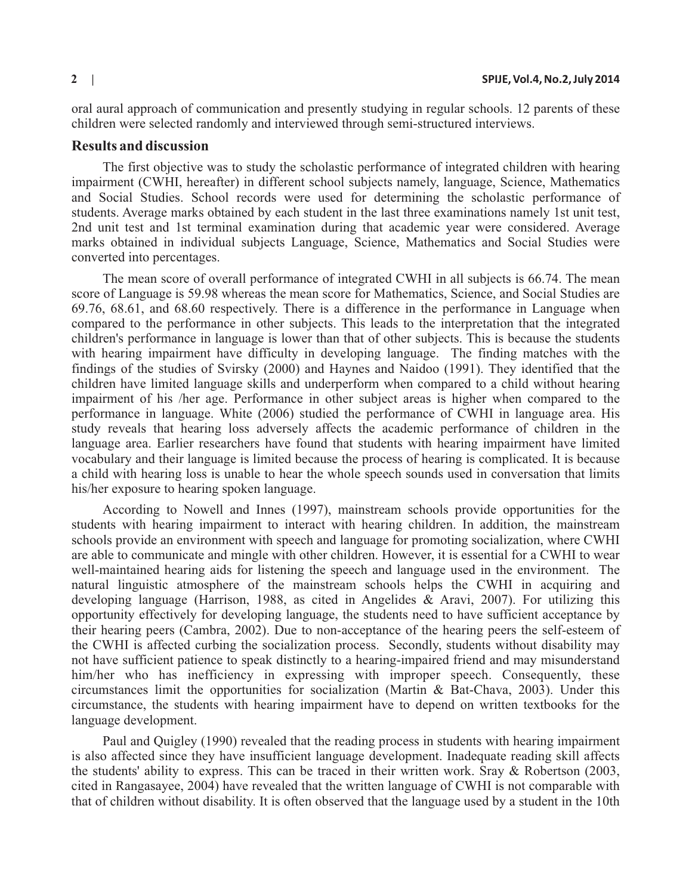oral aural approach of communication and presently studying in regular schools. 12 parents of these children were selected randomly and interviewed through semi-structured interviews.

## Results and discussion

The first objective was to study the scholastic performance of integrated children with hearing impairment (CWHI, hereafter) in different school subjects namely, language, Science, Mathematics and Social Studies. School records were used for determining the scholastic performance of students. Average marks obtained by each student in the last three examinations namely 1st unit test, 2nd unit test and 1st terminal examination during that academic year were considered. Average marks obtained in individual subjects Language, Science, Mathematics and Social Studies were converted into percentages.

The mean score of overall performance of integrated CWHI in all subjects is 66.74. The mean score of Language is 59.98 whereas the mean score for Mathematics, Science, and Social Studies are 69.76, 68.61, and 68.60 respectively. There is a difference in the performance in Language when compared to the performance in other subjects. This leads to the interpretation that the integrated children's performance in language is lower than that of other subjects. This is because the students with hearing impairment have difficulty in developing language. The finding matches with the findings of the studies of Svirsky (2000) and Haynes and Naidoo (1991). They identified that the children have limited language skills and underperform when compared to a child without hearing impairment of his /her age. Performance in other subject areas is higher when compared to the performance in language. White (2006) studied the performance of CWHI in language area. His study reveals that hearing loss adversely affects the academic performance of children in the language area. Earlier researchers have found that students with hearing impairment have limited vocabulary and their language is limited because the process of hearing is complicated. It is because a child with hearing loss is unable to hear the whole speech sounds used in conversation that limits his/her exposure to hearing spoken language.

According to Nowell and Innes (1997), mainstream schools provide opportunities for the students with hearing impairment to interact with hearing children. In addition, the mainstream schools provide an environment with speech and language for promoting socialization, where CWHI are able to communicate and mingle with other children. However, it is essential for a CWHI to wear well-maintained hearing aids for listening the speech and language used in the environment. The natural linguistic atmosphere of the mainstream schools helps the CWHI in acquiring and developing language (Harrison, 1988, as cited in Angelides & Aravi, 2007). For utilizing this opportunity effectively for developing language, the students need to have sufficient acceptance by their hearing peers (Cambra, 2002). Due to non-acceptance of the hearing peers the self-esteem of the CWHI is affected curbing the socialization process. Secondly, students without disability may not have sufficient patience to speak distinctly to a hearing-impaired friend and may misunderstand him/her who has inefficiency in expressing with improper speech. Consequently, these circumstances limit the opportunities for socialization (Martin & Bat-Chava, 2003). Under this circumstance, the students with hearing impairment have to depend on written textbooks for the language development.

Paul and Quigley (1990) revealed that the reading process in students with hearing impairment is also affected since they have insufficient language development. Inadequate reading skill affects the students' ability to express. This can be traced in their written work. Sray & Robertson (2003, cited in Rangasayee, 2004) have revealed that the written language of CWHI is not comparable with that of children without disability. It is often observed that the language used by a student in the 10th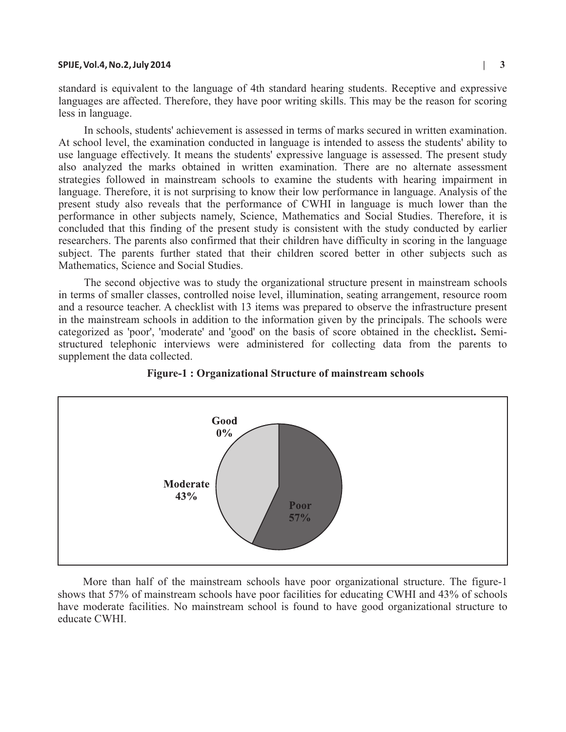standard is equivalent to the language of 4th standard hearing students. Receptive and expressive languages are affected. Therefore, they have poor writing skills. This may be the reason for scoring less in language.

In schools, students' achievement is assessed in terms of marks secured in written examination. At school level, the examination conducted in language is intended to assess the students' ability to use language effectively. It means the students' expressive language is assessed. The present study also analyzed the marks obtained in written examination. There are no alternate assessment strategies followed in mainstream schools to examine the students with hearing impairment in language. Therefore, it is not surprising to know their low performance in language. Analysis of the present study also reveals that the performance of CWHI in language is much lower than the performance in other subjects namely, Science, Mathematics and Social Studies. Therefore, it is concluded that this finding of the present study is consistent with the study conducted by earlier researchers. The parents also confirmed that their children have difficulty in scoring in the language subject. The parents further stated that their children scored better in other subjects such as Mathematics, Science and Social Studies.

The second objective was to study the organizational structure present in mainstream schools in terms of smaller classes, controlled noise level, illumination, seating arrangement, resource room and a resource teacher. A checklist with 13 items was prepared to observe the infrastructure present in the mainstream schools in addition to the information given by the principals. The schools were categorized as 'poor', 'moderate' and 'good' on the basis of score obtained in the checklist**.** Semi-structured telephonic interviews were administered for collecting data from the parents to supplement the data collected.

**Figure-1 : Organizational Structure of mainstream schools**

| Category | Percentage |
|---|---|
| Good | 0% |
| Moderate | 43% |
| Poor | 57% |

More than half of the mainstream schools have poor organizational structure. The figure-1 shows that 57% of mainstream schools have poor facilities for educating CWHI and 43% of schools have moderate facilities. No mainstream school is found to have good organizational structure to educate CWHI.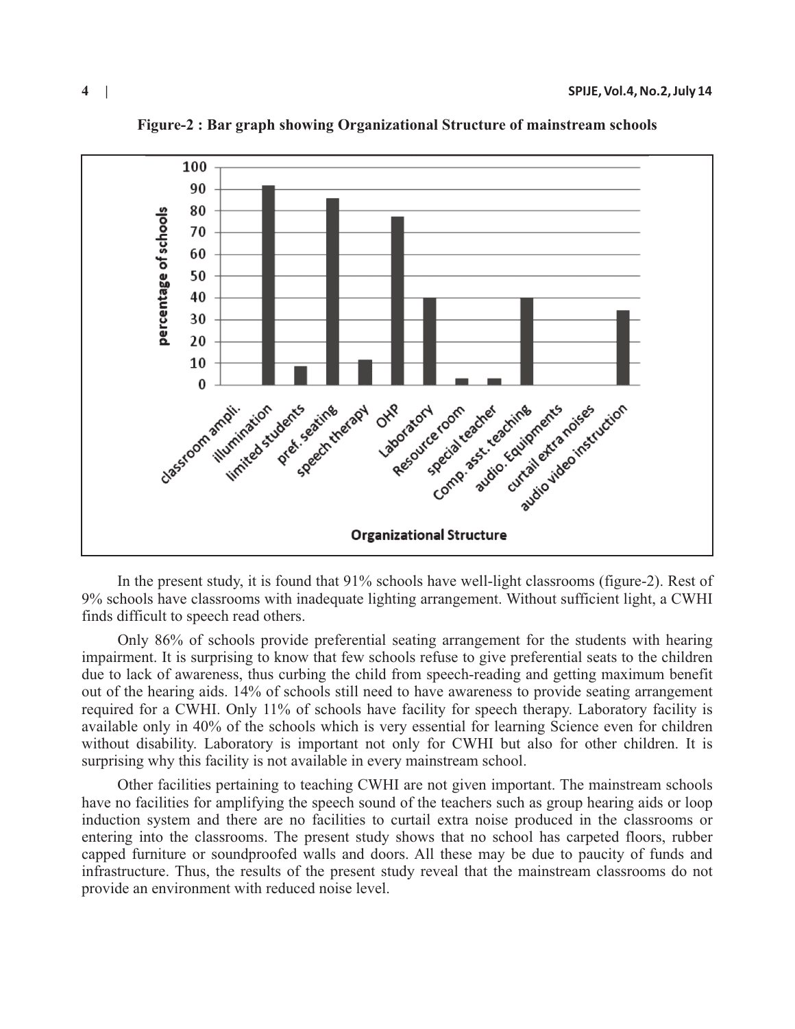**Figure-2 : Bar graph showing Organizational Structure of mainstream schools**

In the present study, it is found that 91% schools have well-light classrooms (figure-2). Rest of 9% schools have classrooms with inadequate lighting arrangement. Without sufficient light, a CWHI finds difficult to speech read others.

Only 86% of schools provide preferential seating arrangement for the students with hearing impairment. It is surprising to know that few schools refuse to give preferential seats to the children due to lack of awareness, thus curbing the child from speech-reading and getting maximum benefit out of the hearing aids. 14% of schools still need to have awareness to provide seating arrangement required for a CWHI. Only 11% of schools have facility for speech therapy. Laboratory facility is available only in 40% of the schools which is very essential for learning Science even for children without disability. Laboratory is important not only for CWHI but also for other children. It is surprising why this facility is not available in every mainstream school.

Other facilities pertaining to teaching CWHI are not given important. The mainstream schools have no facilities for amplifying the speech sound of the teachers such as group hearing aids or loop induction system and there are no facilities to curtail extra noise produced in the classrooms or entering into the classrooms. The present study shows that no school has carpeted floors, rubber capped furniture or soundproofed walls and doors. All these may be due to paucity of funds and infrastructure. Thus, the results of the present study reveal that the mainstream classrooms do not provide an environment with reduced noise level.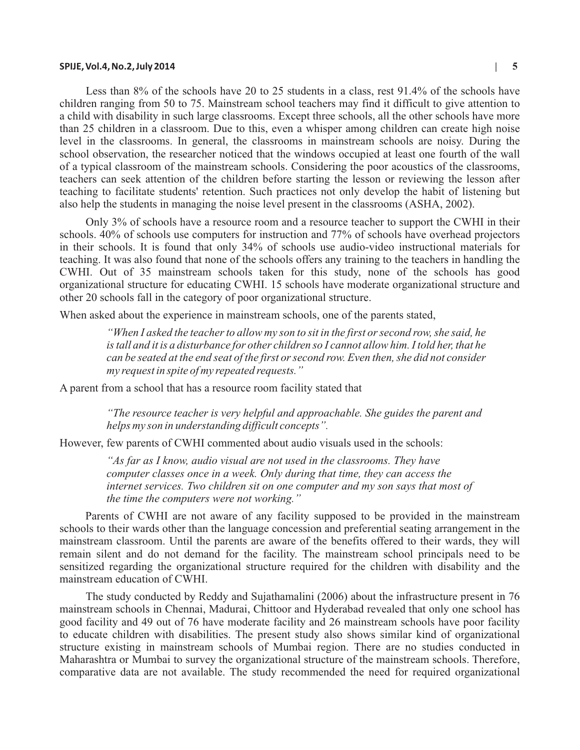Less than 8% of the schools have 20 to 25 students in a class, rest 91.4% of the schools have children ranging from 50 to 75. Mainstream school teachers may find it difficult to give attention to a child with disability in such large classrooms. Except three schools, all the other schools have more than 25 children in a classroom. Due to this, even a whisper among children can create high noise level in the classrooms. In general, the classrooms in mainstream schools are noisy. During the school observation, the researcher noticed that the windows occupied at least one fourth of the wall of a typical classroom of the mainstream schools. Considering the poor acoustics of the classrooms, teachers can seek attention of the children before starting the lesson or reviewing the lesson after teaching to facilitate students' retention. Such practices not only develop the habit of listening but also help the students in managing the noise level present in the classrooms (ASHA, 2002).

Only 3% of schools have a resource room and a resource teacher to support the CWHI in their schools. 40% of schools use computers for instruction and 77% of schools have overhead projectors in their schools. It is found that only 34% of schools use audio-video instructional materials for teaching. It was also found that none of the schools offers any training to the teachers in handling the CWHI. Out of 35 mainstream schools taken for this study, none of the schools has good organizational structure for educating CWHI. 15 schools have moderate organizational structure and other 20 schools fall in the category of poor organizational structure.

When asked about the experience in mainstream schools, one of the parents stated,

> *"When I asked the teacher to allow my son to sit in the first or second row, she said, he is tall and it is a disturbance for other children so I cannot allow him. I told her, that he can be seated at the end seat of the first or second row. Even then, she did not consider my request in spite of my repeated requests."*

A parent from a school that has a resource room facility stated that

> *"The resource teacher is very helpful and approachable. She guides the parent and helps my son in understanding difficult concepts".*

However, few parents of CWHI commented about audio visuals used in the schools:

> *"As far as I know, audio visual are not used in the classrooms. They have computer classes once in a week. Only during that time, they can access the internet services. Two children sit on one computer and my son says that most of the time the computers were not working."*

Parents of CWHI are not aware of any facility supposed to be provided in the mainstream schools to their wards other than the language concession and preferential seating arrangement in the mainstream classroom. Until the parents are aware of the benefits offered to their wards, they will remain silent and do not demand for the facility. The mainstream school principals need to be sensitized regarding the organizational structure required for the children with disability and the mainstream education of CWHI.

The study conducted by Reddy and Sujathamalini (2006) about the infrastructure present in 76 mainstream schools in Chennai, Madurai, Chittoor and Hyderabad revealed that only one school has good facility and 49 out of 76 have moderate facility and 26 mainstream schools have poor facility to educate children with disabilities. The present study also shows similar kind of organizational structure existing in mainstream schools of Mumbai region. There are no studies conducted in Maharashtra or Mumbai to survey the organizational structure of the mainstream schools. Therefore, comparative data are not available. The study recommended the need for required organizational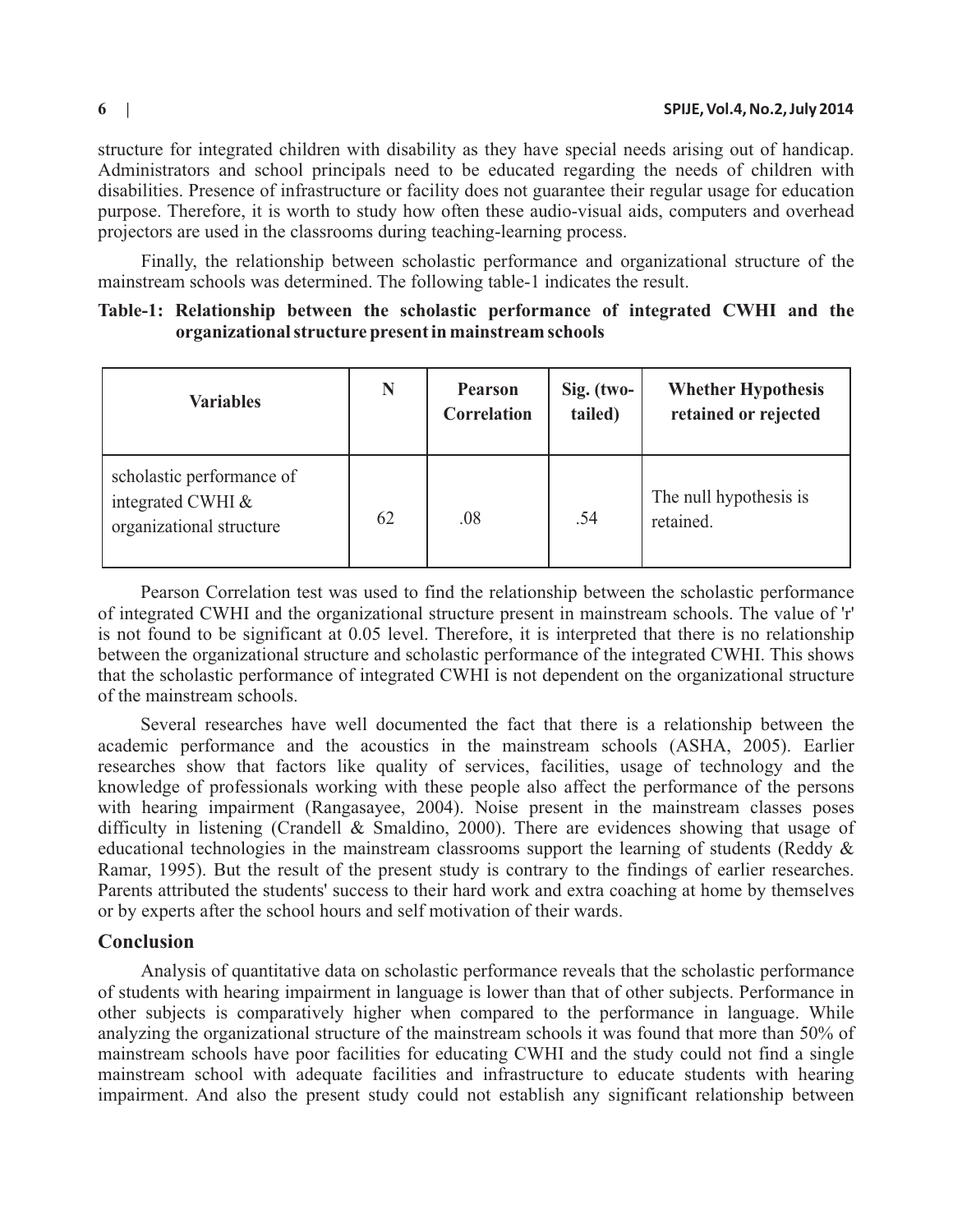structure for integrated children with disability as they have special needs arising out of handicap. Administrators and school principals need to be educated regarding the needs of children with disabilities. Presence of infrastructure or facility does not guarantee their regular usage for education purpose. Therefore, it is worth to study how often these audio-visual aids, computers and overhead projectors are used in the classrooms during teaching-learning process.

Finally, the relationship between scholastic performance and organizational structure of the mainstream schools was determined. The following table-1 indicates the result.

**Table-1: Relationship between the scholastic performance of integrated CWHI and the organizational structure present in mainstream schools**

| Variables | N | Pearson Correlation | Sig. (two-tailed) | Whether Hypothesis retained or rejected |
|---|---|---|---|---|
| scholastic performance of integrated CWHI & organizational structure | 62 | .08 | .54 | The null hypothesis is retained. |

Pearson Correlation test was used to find the relationship between the scholastic performance of integrated CWHI and the organizational structure present in mainstream schools. The value of 'r' is not found to be significant at 0.05 level. Therefore, it is interpreted that there is no relationship between the organizational structure and scholastic performance of the integrated CWHI. This shows that the scholastic performance of integrated CWHI is not dependent on the organizational structure of the mainstream schools.

Several researches have well documented the fact that there is a relationship between the academic performance and the acoustics in the mainstream schools (ASHA, 2005). Earlier researches show that factors like quality of services, facilities, usage of technology and the knowledge of professionals working with these people also affect the performance of the persons with hearing impairment (Rangasayee, 2004). Noise present in the mainstream classes poses difficulty in listening (Crandell & Smaldino, 2000). There are evidences showing that usage of educational technologies in the mainstream classrooms support the learning of students (Reddy & Ramar, 1995). But the result of the present study is contrary to the findings of earlier researches. Parents attributed the students' success to their hard work and extra coaching at home by themselves or by experts after the school hours and self motivation of their wards.

## Conclusion

Analysis of quantitative data on scholastic performance reveals that the scholastic performance of students with hearing impairment in language is lower than that of other subjects. Performance in other subjects is comparatively higher when compared to the performance in language. While analyzing the organizational structure of the mainstream schools it was found that more than 50% of mainstream schools have poor facilities for educating CWHI and the study could not find a single mainstream school with adequate facilities and infrastructure to educate students with hearing impairment. And also the present study could not establish any significant relationship between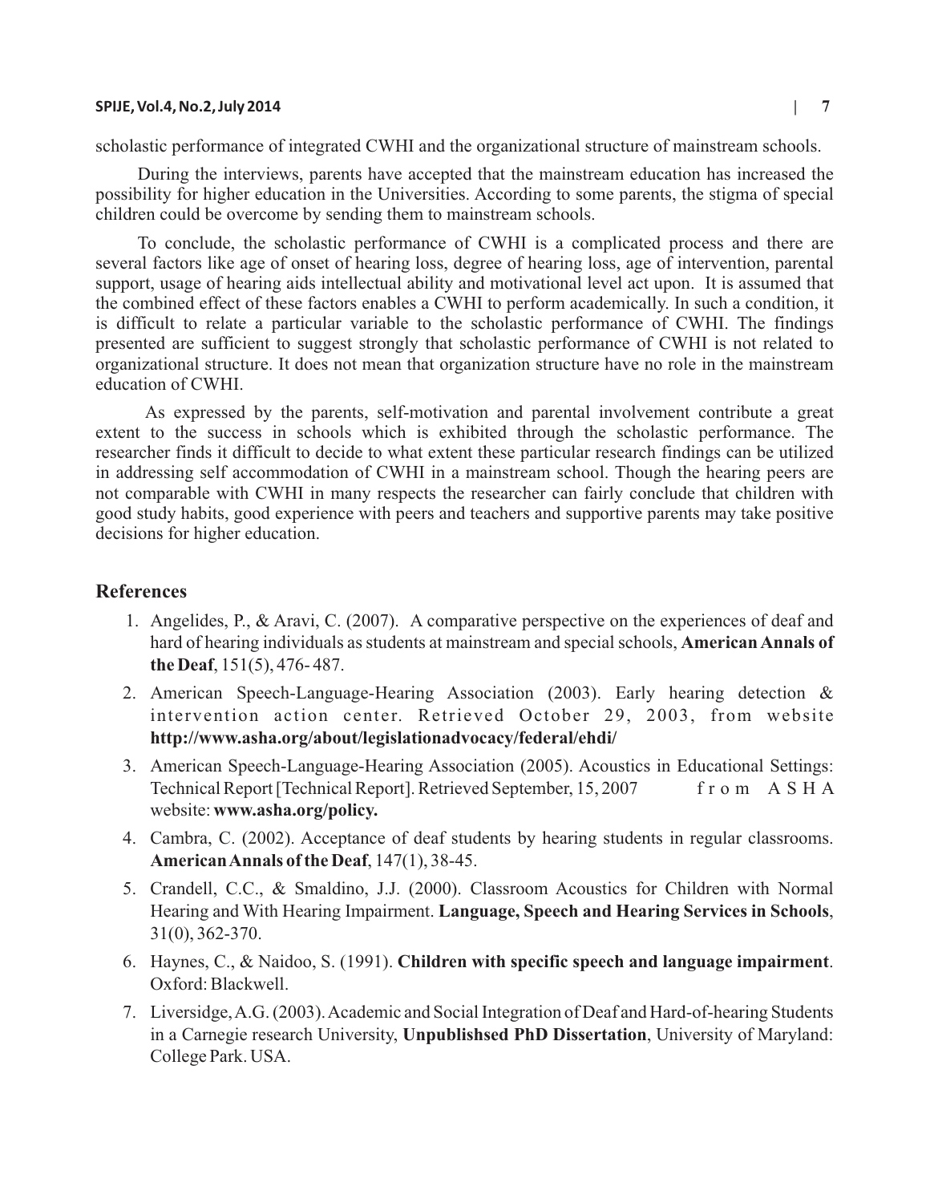scholastic performance of integrated CWHI and the organizational structure of mainstream schools.

During the interviews, parents have accepted that the mainstream education has increased the possibility for higher education in the Universities. According to some parents, the stigma of special children could be overcome by sending them to mainstream schools.

To conclude, the scholastic performance of CWHI is a complicated process and there are several factors like age of onset of hearing loss, degree of hearing loss, age of intervention, parental support, usage of hearing aids intellectual ability and motivational level act upon. It is assumed that the combined effect of these factors enables a CWHI to perform academically. In such a condition, it is difficult to relate a particular variable to the scholastic performance of CWHI. The findings presented are sufficient to suggest strongly that scholastic performance of CWHI is not related to organizational structure. It does not mean that organization structure have no role in the mainstream education of CWHI.

As expressed by the parents, self-motivation and parental involvement contribute a great extent to the success in schools which is exhibited through the scholastic performance. The researcher finds it difficult to decide to what extent these particular research findings can be utilized in addressing self accommodation of CWHI in a mainstream school. Though the hearing peers are not comparable with CWHI in many respects the researcher can fairly conclude that children with good study habits, good experience with peers and teachers and supportive parents may take positive decisions for higher education.

## References

1. Angelides, P., & Aravi, C. (2007). A comparative perspective on the experiences of deaf and hard of hearing individuals as students at mainstream and special schools, **American Annals of the Deaf**, 151(5), 476- 487.
2. American Speech-Language-Hearing Association (2003). Early hearing detection & intervention action center. Retrieved October 29, 2003, from website **http://www.asha.org/about/legislationadvocacy/federal/ehdi/**
3. American Speech-Language-Hearing Association (2005). Acoustics in Educational Settings: Technical Report [Technical Report]. Retrieved September, 15, 2007 from ASHA website: **www.asha.org/policy.**
4. Cambra, C. (2002). Acceptance of deaf students by hearing students in regular classrooms. **American Annals of the Deaf**, 147(1), 38-45.
5. Crandell, C.C., & Smaldino, J.J. (2000). Classroom Acoustics for Children with Normal Hearing and With Hearing Impairment. **Language, Speech and Hearing Services in Schools**, 31(0), 362-370.
6. Haynes, C., & Naidoo, S. (1991). **Children with specific speech and language impairment**. Oxford: Blackwell.
7. Liversidge, A.G. (2003). Academic and Social Integration of Deaf and Hard-of-hearing Students in a Carnegie research University, **Unpublishsed PhD Dissertation**, University of Maryland: College Park. USA.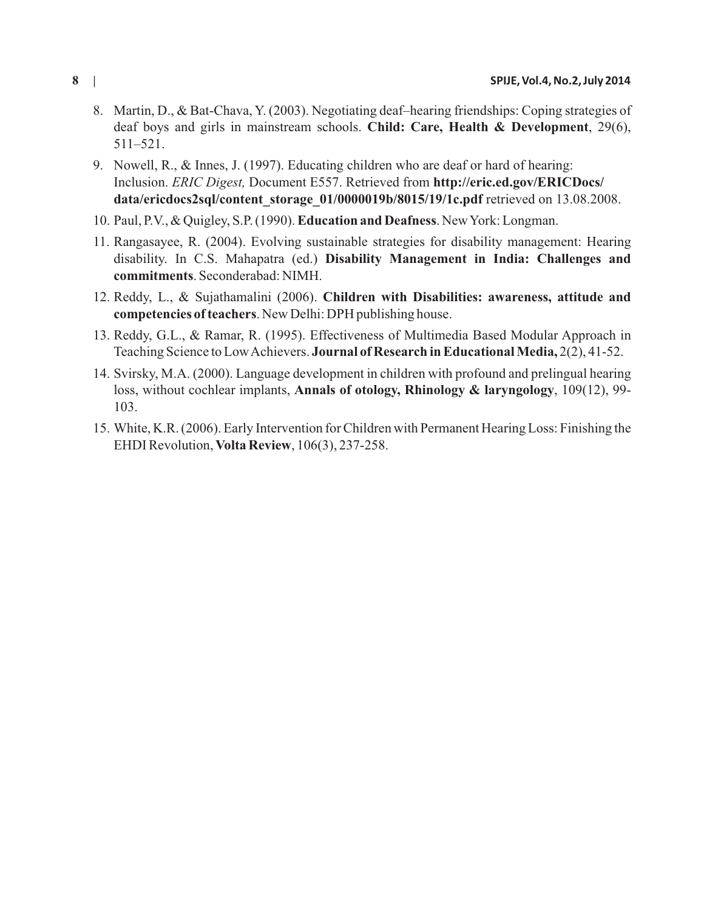8. Martin, D., & Bat-Chava, Y. (2003). Negotiating deaf–hearing friendships: Coping strategies of deaf boys and girls in mainstream schools. **Child: Care, Health & Development**, 29(6), 511–521.
9. Nowell, R., & Innes, J. (1997). Educating children who are deaf or hard of hearing: Inclusion. *ERIC Digest,* Document E557. Retrieved from **http://eric.ed.gov/ERICDocs/data/ericdocs2sql/content_storage_01/0000019b/8015/19/1c.pdf** retrieved on 13.08.2008.
10. Paul, P.V., & Quigley, S.P. (1990). **Education and Deafness**. New York: Longman.
11. Rangasayee, R. (2004). Evolving sustainable strategies for disability management: Hearing disability. In C.S. Mahapatra (ed.) **Disability Management in India: Challenges and commitments**. Seconderabad: NIMH.
12. Reddy, L., & Sujathamalini (2006). **Children with Disabilities: awareness, attitude and competencies of teachers**. New Delhi: DPH publishing house.
13. Reddy, G.L., & Ramar, R. (1995). Effectiveness of Multimedia Based Modular Approach in Teaching Science to Low Achievers. **Journal of Research in Educational Media,** 2(2), 41-52.
14. Svirsky, M.A. (2000). Language development in children with profound and prelingual hearing loss, without cochlear implants, **Annals of otology, Rhinology & laryngology**, 109(12), 99-103.
15. White, K.R. (2006). Early Intervention for Children with Permanent Hearing Loss: Finishing the EHDI Revolution, **Volta Review**, 106(3), 237-258.